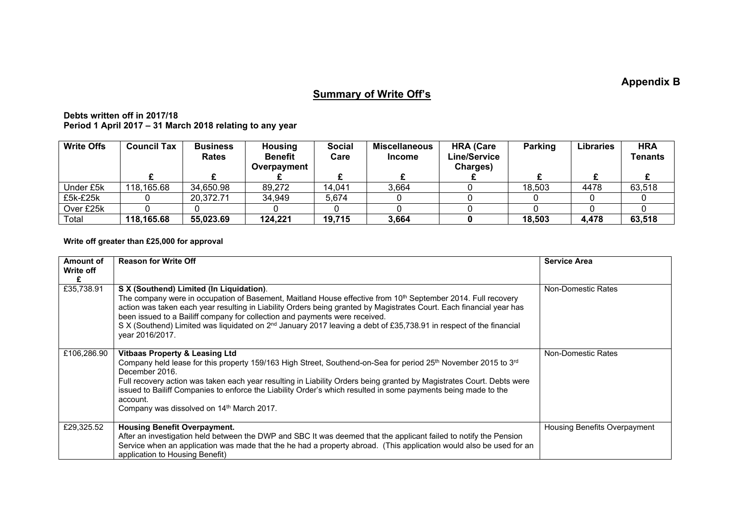**Appendix B**

## Summary of Write Off's

**Debts written off in 2017/18**
**Period 1 April 2017 – 31 March 2018 relating to any year**

| Write Offs | Council Tax | Business Rates | Housing Benefit Overpayment | Social Care | Miscellaneous Income | HRA (Care Line/Service Charges) | Parking | Libraries | HRA Tenants |
|---|---|---|---|---|---|---|---|---|---|
| | £ | £ | £ | £ | £ | £ | £ | £ | £ |
| Under £5k | 118,165.68 | 34,650.98 | 89,272 | 14,041 | 3,664 | 0 | 18,503 | 4478 | 63,518 |
| £5k-£25k | 0 | 20,372.71 | 34,949 | 5,674 | 0 | 0 | 0 | 0 | 0 |
| Over £25k | 0 | 0 | 0 | 0 | 0 | 0 | 0 | 0 | 0 |
| Total | **118,165.68** | **55,023.69** | **124,221** | **19,715** | **3,664** | **0** | **18,503** | **4,478** | **63,518** |

**Write off greater than £25,000 for approval**

| Amount of Write off £ | Reason for Write Off | Service Area |
|---|---|---|
| £35,738.91 | **S X (Southend) Limited (In Liquidation)**. The company were in occupation of Basement, Maitland House effective from 10th September 2014. Full recovery action was taken each year resulting in Liability Orders being granted by Magistrates Court. Each financial year has been issued to a Bailiff company for collection and payments were received. S X (Southend) Limited was liquidated on 2nd January 2017 leaving a debt of £35,738.91 in respect of the financial year 2016/2017. | Non-Domestic Rates |
| £106,286.90 | **Vitbaas Property & Leasing Ltd** Company held lease for this property 159/163 High Street, Southend-on-Sea for period 25th November 2015 to 3rd December 2016. Full recovery action was taken each year resulting in Liability Orders being granted by Magistrates Court. Debts were issued to Bailiff Companies to enforce the Liability Order's which resulted in some payments being made to the account. Company was dissolved on 14th March 2017. | Non-Domestic Rates |
| £29,325.52 | **Housing Benefit Overpayment.** After an investigation held between the DWP and SBC It was deemed that the applicant failed to notify the Pension Service when an application was made that the he had a property abroad. (This application would also be used for an application to Housing Benefit) | Housing Benefits Overpayment |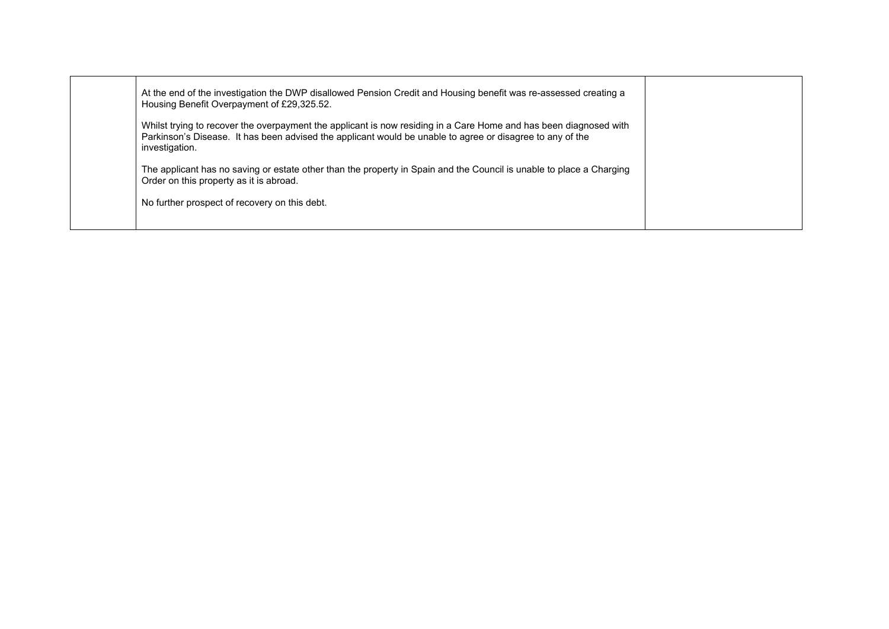| | | |
|---|---|---|
| | At the end of the investigation the DWP disallowed Pension Credit and Housing benefit was re-assessed creating a Housing Benefit Overpayment of £29,325.52.<br><br>Whilst trying to recover the overpayment the applicant is now residing in a Care Home and has been diagnosed with Parkinson's Disease. It has been advised the applicant would be unable to agree or disagree to any of the investigation.<br><br>The applicant has no saving or estate other than the property in Spain and the Council is unable to place a Charging Order on this property as it is abroad.<br><br>No further prospect of recovery on this debt. | |